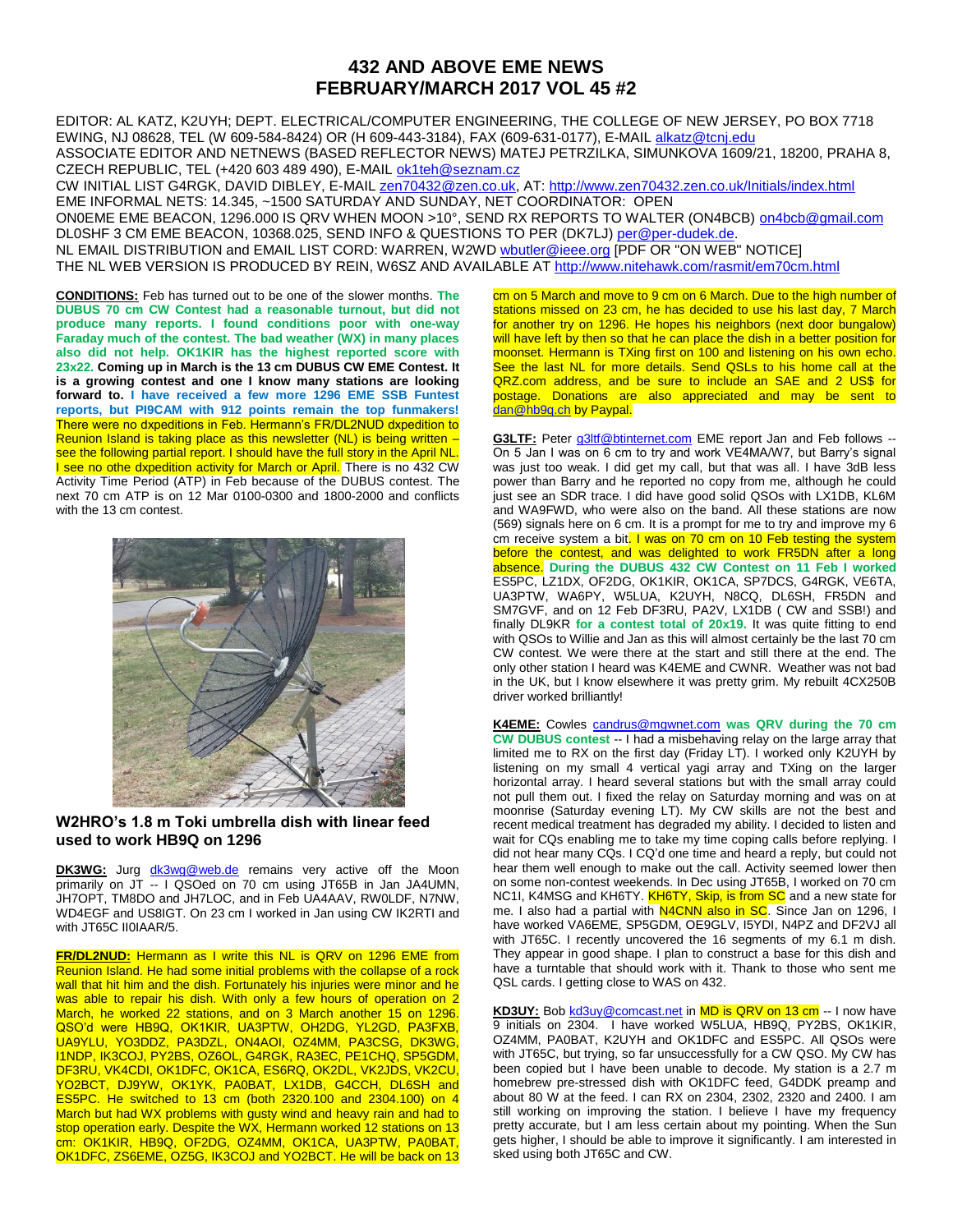# 432 AND ABOVE EME NEWS
# FEBRUARY/MARCH 2017 VOL 45 #2

EDITOR: AL KATZ, K2UYH; DEPT. ELECTRICAL/COMPUTER ENGINEERING, THE COLLEGE OF NEW JERSEY, PO BOX 7718 EWING, NJ 08628, TEL (W 609-584-8424) OR (H 609-443-3184), FAX (609-631-0177), E-MAIL alkatz@tcnj.edu
ASSOCIATE EDITOR AND NETNEWS (BASED REFLECTOR NEWS) MATEJ PETRZILKA, SIMUNKOVA 1609/21, 18200, PRAHA 8, CZECH REPUBLIC, TEL (+420 603 489 490), E-MAIL ok1teh@seznam.cz
CW INITIAL LIST G4RGK, DAVID DIBLEY, E-MAIL zen70432@zen.co.uk, AT: http://www.zen70432.zen.co.uk/Initials/index.html
EME INFORMAL NETS: 14.345, ~1500 SATURDAY AND SUNDAY, NET COORDINATOR: OPEN
ON0EME EME BEACON, 1296.000 IS QRV WHEN MOON >10°, SEND RX REPORTS TO WALTER (ON4BCB) on4bcb@gmail.com
DL0SHF 3 CM EME BEACON, 10368.025, SEND INFO & QUESTIONS TO PER (DK7LJ) per@per-dudek.de.
NL EMAIL DISTRIBUTION and EMAIL LIST CORD: WARREN, W2WD wbutler@ieee.org [PDF OR "ON WEB" NOTICE]
THE NL WEB VERSION IS PRODUCED BY REIN, W6SZ AND AVAILABLE AT http://www.nitehawk.com/rasmit/em70cm.html

**CONDITIONS:** Feb has turned out to be one of the slower months. **The DUBUS 70 cm CW Contest had a reasonable turnout, but did not produce many reports. I found conditions poor with one-way Faraday much of the contest. The bad weather (WX) in many places also did not help. OK1KIR has the highest reported score with 23x22. Coming up in March is the 13 cm DUBUS CW EME Contest. It is a growing contest and one I know many stations are looking forward to. I have received a few more 1296 EME SSB Funtest reports, but PI9CAM with 912 points remain the top funmakers!** There were no dxpeditions in Feb. Hermann's FR/DL2NUD dxpedition to Reunion Island is taking place as this newsletter (NL) is being written – see the following partial report. I should have the full story in the April NL. I see no othe dxpedition activity for March or April. There is no 432 CW Activity Time Period (ATP) in Feb because of the DUBUS contest. The next 70 cm ATP is on 12 Mar 0100-0300 and 1800-2000 and conflicts with the 13 cm contest.

**W2HRO's 1.8 m Toki umbrella dish with linear feed used to work HB9Q on 1296**

**DK3WG:** Jurg dk3wg@web.de remains very active off the Moon primarily on JT -- I QSOed on 70 cm using JT65B in Jan JA4UMN, JH7OPT, TM8DO and JH7LOC, and in Feb UA4AAV, RW0LDF, N7NW, WD4EGF and US8IGT. On 23 cm I worked in Jan using CW IK2RTI and with JT65C II0IAAR/5.

**FR/DL2NUD:** Hermann as I write this NL is QRV on 1296 EME from Reunion Island. He had some initial problems with the collapse of a rock wall that hit him and the dish. Fortunately his injuries were minor and he was able to repair his dish. With only a few hours of operation on 2 March, he worked 22 stations, and on 3 March another 15 on 1296. QSO'd were HB9Q, OK1KIR, UA3PTW, OH2DG, YL2GD, PA3FXB, UA9YLU, YO3DDZ, PA3DZL, ON4AOI, OZ4MM, PA3CSG, DK3WG, I1NDP, IK3COJ, PY2BS, OZ6OL, G4RGK, RA3EC, PE1CHQ, SP5GDM, DF3RU, VK4CDI, OK1DFC, OK1CA, ES6RQ, OK2DL, VK2JDS, VK2CU, YO2BCT, DJ9YW, OK1YK, PA0BAT, LX1DB, G4CCH, DL6SH and ES5PC. He switched to 13 cm (both 2320.100 and 2304.100) on 4 March but had WX problems with gusty wind and heavy rain and had to stop operation early. Despite the WX, Hermann worked 12 stations on 13 cm: OK1KIR, HB9Q, OF2DG, OZ4MM, OK1CA, UA3PTW, PA0BAT, OK1DFC, ZS6EME, OZ5G, IK3COJ and YO2BCT. He will be back on 13 cm on 5 March and move to 9 cm on 6 March. Due to the high number of stations missed on 23 cm, he has decided to use his last day, 7 March for another try on 1296. He hopes his neighbors (next door bungalow) will have left by then so that he can place the dish in a better position for moonset. Hermann is TXing first on 100 and listening on his own echo. See the last NL for more details. Send QSLs to his home call at the QRZ.com address, and be sure to include an SAE and 2 US$ for postage. Donations are also appreciated and may be sent to dan@hb9q.ch by Paypal.

**G3LTF:** Peter g3ltf@btinternet.com EME report Jan and Feb follows -- On 5 Jan I was on 6 cm to try and work VE4MA/W7, but Barry's signal was just too weak. I did get my call, but that was all. I have 3dB less power than Barry and he reported no copy from me, although he could just see an SDR trace. I did have good solid QSOs with LX1DB, KL6M and WA9FWD, who were also on the band. All these stations are now (569) signals here on 6 cm. It is a prompt for me to try and improve my 6 cm receive system a bit. I was on 70 cm on 10 Feb testing the system before the contest, and was delighted to work FR5DN after a long absence. **During the DUBUS 432 CW Contest on 11 Feb I worked** ES5PC, LZ1DX, OF2DG, OK1KIR, OK1CA, SP7DCS, G4RGK, VE6TA, UA3PTW, WA6PY, W5LUA, K2UYH, N8CQ, DL6SH, FR5DN and SM7GVF, and on 12 Feb DF3RU, PA2V, LX1DB ( CW and SSB!) and finally DL9KR **for a contest total of 20x19.** It was quite fitting to end with QSOs to Willie and Jan as this will almost certainly be the last 70 cm CW contest. We were there at the start and still there at the end. The only other station I heard was K4EME and CWNR. Weather was not bad in the UK, but I know elsewhere it was pretty grim. My rebuilt 4CX250B driver worked brilliantly!

**K4EME:** Cowles candrus@mgwnet.com **was QRV during the 70 cm CW DUBUS contest** -- I had a misbehaving relay on the large array that limited me to RX on the first day (Friday LT). I worked only K2UYH by listening on my small 4 vertical yagi array and TXing on the larger horizontal array. I heard several stations but with the small array could not pull them out. I fixed the relay on Saturday morning and was on at moonrise (Saturday evening LT). My CW skills are not the best and recent medical treatment has degraded my ability. I decided to listen and wait for CQs enabling me to take my time coping calls before replying. I did not hear many CQs. I CQ'd one time and heard a reply, but could not hear them well enough to make out the call. Activity seemed lower then on some non-contest weekends. In Dec using JT65B, I worked on 70 cm NC1I, K4MSG and KH6TY. KH6TY, Skip, is from SC and a new state for me. I also had a partial with N4CNN also in SC. Since Jan on 1296, I have worked VA6EME, SP5GDM, OE9GLV, I5YDI, N4PZ and DF2VJ all with JT65C. I recently uncovered the 16 segments of my 6.1 m dish. They appear in good shape. I plan to construct a base for this dish and have a turntable that should work with it. Thank to those who sent me QSL cards. I getting close to WAS on 432.

**KD3UY:** Bob kd3uy@comcast.net in MD is QRV on 13 cm -- I now have 9 initials on 2304. I have worked W5LUA, HB9Q, PY2BS, OK1KIR, OZ4MM, PA0BAT, K2UYH and OK1DFC and ES5PC. All QSOs were with JT65C, but trying, so far unsuccessfully for a CW QSO. My CW has been copied but I have been unable to decode. My station is a 2.7 m homebrew pre-stressed dish with OK1DFC feed, G4DDK preamp and about 80 W at the feed. I can RX on 2304, 2302, 2320 and 2400. I am still working on improving the station. I believe I have my frequency pretty accurate, but I am less certain about my pointing. When the Sun gets higher, I should be able to improve it significantly. I am interested in sked using both JT65C and CW.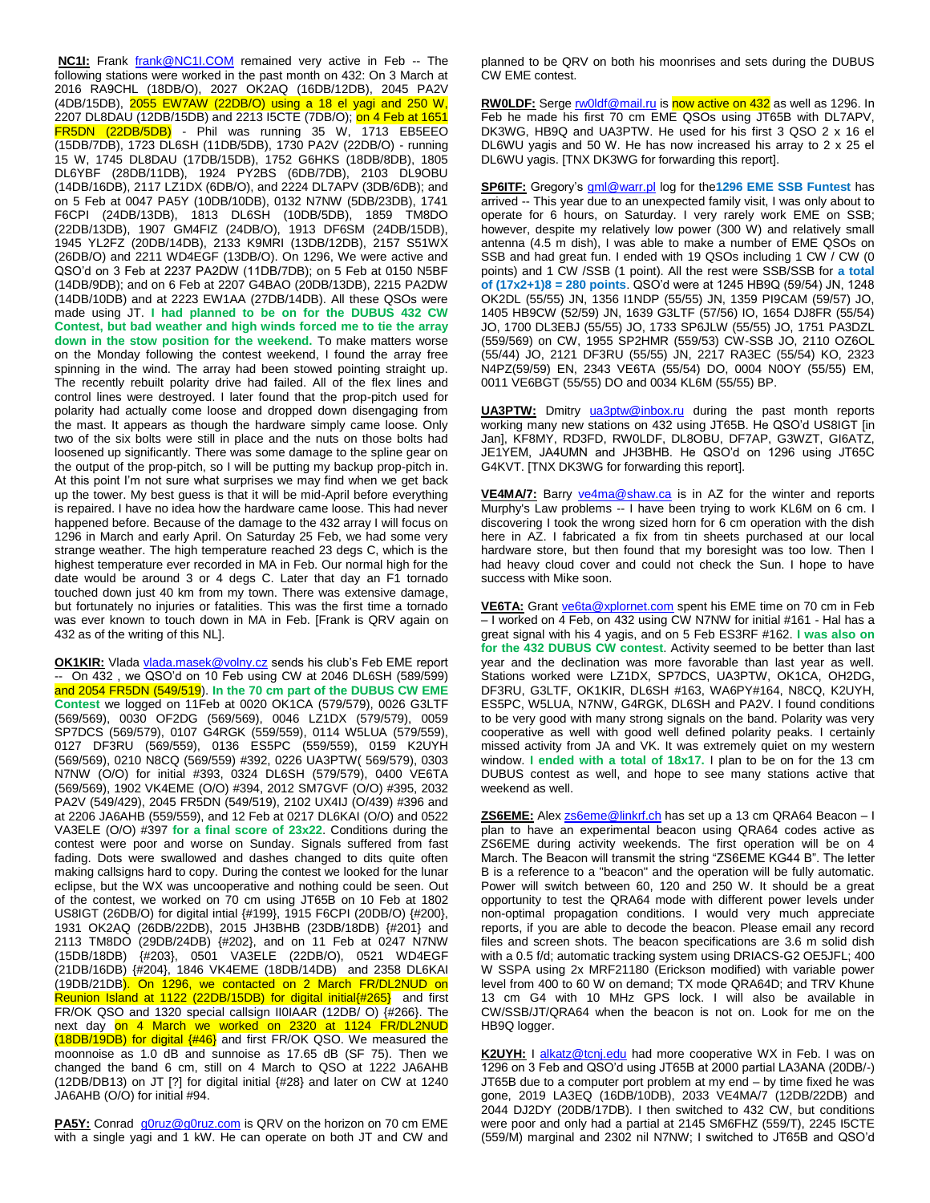**NC1I:** Frank frank@NC1I.COM remained very active in Feb -- The following stations were worked in the past month on 432: On 3 March at 2016 RA9CHL (18DB/O), 2027 OK2AQ (16DB/12DB), 2045 PA2V (4DB/15DB), 2055 EW7AW (22DB/O) using a 18 el yagi and 250 W, 2207 DL8DAU (12DB/15DB) and 2213 I5CTE (7DB/O); on 4 Feb at 1651 FR5DN (22DB/5DB) - Phil was running 35 W, 1713 EB5EEO (15DB/7DB), 1723 DL6SH (11DB/5DB), 1730 PA2V (22DB/O) - running 15 W, 1745 DL8DAU (17DB/15DB), 1752 G6HKS (18DB/8DB), 1805 DL6YBF (28DB/11DB), 1924 PY2BS (6DB/7DB), 2103 DL9OBU (14DB/16DB), 2117 LZ1DX (6DB/O), and 2224 DL7APV (3DB/6DB); and on 5 Feb at 0047 PA5Y (10DB/10DB), 0132 N7NW (5DB/23DB), 1741 F6CPI (24DB/13DB), 1813 DL6SH (10DB/5DB), 1859 TM8DO (22DB/13DB), 1907 GM4FIZ (24DB/O), 1913 DF6SM (24DB/15DB), 1945 YL2FZ (20DB/14DB), 2133 K9MRI (13DB/12DB), 2157 S51WX (26DB/O) and 2211 WD4EGF (13DB/O). On 1296, We were active and QSO'd on 3 Feb at 2237 PA2DW (11DB/7DB); on 5 Feb at 0150 N5BF (14DB/9DB); and on 6 Feb at 2207 G4BAO (20DB/13DB), 2215 PA2DW (14DB/10DB) and at 2223 EW1AA (27DB/14DB). All these QSOs were made using JT. **I had planned to be on for the DUBUS 432 CW Contest, but bad weather and high winds forced me to tie the array down in the stow position for the weekend.** To make matters worse on the Monday following the contest weekend, I found the array free spinning in the wind. The array had been stowed pointing straight up. The recently rebuilt polarity drive had failed. All of the flex lines and control lines were destroyed. I later found that the prop-pitch used for polarity had actually come loose and dropped down disengaging from the mast. It appears as though the hardware simply came loose. Only two of the six bolts were still in place and the nuts on those bolts had loosened up significantly. There was some damage to the spline gear on the output of the prop-pitch, so I will be putting my backup prop-pitch in. At this point I'm not sure what surprises we may find when we get back up the tower. My best guess is that it will be mid-April before everything is repaired. I have no idea how the hardware came loose. This had never happened before. Because of the damage to the 432 array I will focus on 1296 in March and early April. On Saturday 25 Feb, we had some very strange weather. The high temperature reached 23 degs C, which is the highest temperature ever recorded in MA in Feb. Our normal high for the date would be around 3 or 4 degs C. Later that day an F1 tornado touched down just 40 km from my town. There was extensive damage, but fortunately no injuries or fatalities. This was the first time a tornado was ever known to touch down in MA in Feb. [Frank is QRV again on 432 as of the writing of this NL].

**OK1KIR:** Vlada vlada.masek@volny.cz sends his club's Feb EME report -- On 432 , we QSO'd on 10 Feb using CW at 2046 DL6SH (589/599) and 2054 FR5DN (549/519). **In the 70 cm part of the DUBUS CW EME Contest** we logged on 11Feb at 0020 OK1CA (579/579), 0026 G3LTF (569/569), 0030 OF2DG (569/569), 0046 LZ1DX (579/579), 0059 SP7DCS (569/579), 0107 G4RGK (559/559), 0114 W5LUA (579/559), 0127 DF3RU (569/559), 0136 ES5PC (559/559), 0159 K2UYH (569/569), 0210 N8CQ (569/559) #392, 0226 UA3PTW( 569/579), 0303 N7NW (O/O) for initial #393, 0324 DL6SH (579/579), 0400 VE6TA (569/569), 1902 VK4EME (O/O) #394, 2012 SM7GVF (O/O) #395, 2032 PA2V (549/429), 2045 FR5DN (549/519), 2102 UX4IJ (O/439) #396 and at 2206 JA6AHB (559/559), and 12 Feb at 0217 DL6KAI (O/O) and 0522 VA3ELE (O/O) #397 **for a final score of 23x22**. Conditions during the contest were poor and worse on Sunday. Signals suffered from fast fading. Dots were swallowed and dashes changed to dits quite often making callsigns hard to copy. During the contest we looked for the lunar eclipse, but the WX was uncooperative and nothing could be seen. Out of the contest, we worked on 70 cm using JT65B on 10 Feb at 1802 US8IGT (26DB/O) for digital intial {#199}, 1915 F6CPI (20DB/O) {#200}, 1931 OK2AQ (26DB/22DB), 2015 JH3BHB (23DB/18DB) {#201} and 2113 TM8DO (29DB/24DB) {#202}, and on 11 Feb at 0247 N7NW (15DB/18DB) {#203}, 0501 VA3ELE (22DB/O), 0521 WD4EGF (21DB/16DB) {#204}, 1846 VK4EME (18DB/14DB) and 2358 DL6KAI (19DB/21DB). On 1296, we contacted on 2 March FR/DL2NUD on Reunion Island at 1122 (22DB/15DB) for digital initial{#265} and first FR/OK SSB QSO and 1320 special callsign II0IAAR (12DB/ O) {#266}. The next day on 4 March we worked on 2320 at 1124 FR/DL2NUD (18DB/19DB) for digital {#46} and first FR/OK QSO. We measured the moonnoise as 1.0 dB and sunnoise as 17.65 dB (SF 75). Then we changed the band 6 cm, still on 4 March to QSO at 1222 JA6AHB (12DB/DB13) on JT [?] for digital initial {#28} and later on CW at 1240 JA6AHB (O/O) for initial #94.

**PA5Y:** Conrad g0ruz@g0ruz.com is QRV on the horizon on 70 cm EME with a single yagi and 1 kW. He can operate on both JT and CW and planned to be QRV on both his moonrises and sets during the DUBUS CW EME contest.

**RW0LDF:** Serge rw0ldf@mail.ru is now active on 432 as well as 1296. In Feb he made his first 70 cm EME QSOs using JT65B with DL7APV, DK3WG, HB9Q and UA3PTW. He used for his first 3 QSO 2 x 16 el DL6WU yagis and 50 W. He has now increased his array to 2 x 25 el DL6WU yagis. [TNX DK3WG for forwarding this report].

**SP6ITF:** Gregory's gml@warr.pl log for the **1296 EME SSB Funtest** has arrived -- This year due to an unexpected family visit, I was only about to operate for 6 hours, on Saturday. I very rarely work EME on SSB; however, despite my relatively low power (300 W) and relatively small antenna (4.5 m dish), I was able to make a number of EME QSOs on SSB and had great fun. I ended with 19 QSOs including 1 CW / CW (0 points) and 1 CW /SSB (1 point). All the rest were SSB/SSB for **a total of (17x2+1)8 = 280 points**. QSO'd were at 1245 HB9Q (59/54) JN, 1248 OK2DL (55/55) JN, 1356 I1NDP (55/55) JN, 1359 PI9CAM (59/57) JO, 1405 HB9CW (52/59) JN, 1639 G3LTF (57/56) IO, 1654 DJ8FR (55/54) JO, 1700 DL3EBJ (55/55) JO, 1733 SP6JLW (55/55) JO, 1751 PA3DZL (559/569) on CW, 1955 SP2HMR (559/53) CW-SSB JO, 2110 OZ6OL (55/44) JO, 2121 DF3RU (55/55) JN, 2217 RA3EC (55/54) KO, 2323 N4PZ(59/59) EN, 2343 VE6TA (55/54) DO, 0004 N0OY (55/55) EM, 0011 VE6BGT (55/55) DO and 0034 KL6M (55/55) BP.

**UA3PTW:** Dmitry ua3ptw@inbox.ru during the past month reports working many new stations on 432 using JT65B. He QSO'd US8IGT [in Jan], KF8MY, RD3FD, RW0LDF, DL8OBU, DF7AP, G3WZT, GI6ATZ, JE1YEM, JA4UMN and JH3BHB. He QSO'd on 1296 using JT65C G4KVT. [TNX DK3WG for forwarding this report].

**VE4MA/7:** Barry ve4ma@shaw.ca is in AZ for the winter and reports Murphy's Law problems -- I have been trying to work KL6M on 6 cm. I discovering I took the wrong sized horn for 6 cm operation with the dish here in AZ. I fabricated a fix from tin sheets purchased at our local hardware store, but then found that my boresight was too low. Then I had heavy cloud cover and could not check the Sun. I hope to have success with Mike soon.

**VE6TA:** Grant ve6ta@xplornet.com spent his EME time on 70 cm in Feb – I worked on 4 Feb, on 432 using CW N7NW for initial #161 - Hal has a great signal with his 4 yagis, and on 5 Feb ES3RF #162. **I was also on for the 432 DUBUS CW contest**. Activity seemed to be better than last year and the declination was more favorable than last year as well. Stations worked were LZ1DX, SP7DCS, UA3PTW, OK1CA, OH2DG, DF3RU, G3LTF, OK1KIR, DL6SH #163, WA6PY#164, N8CQ, K2UYH, ES5PC, W5LUA, N7NW, G4RGK, DL6SH and PA2V. I found conditions to be very good with many strong signals on the band. Polarity was very cooperative as well with good well defined polarity peaks. I certainly missed activity from JA and VK. It was extremely quiet on my western window. **I ended with a total of 18x17.** I plan to be on for the 13 cm DUBUS contest as well, and hope to see many stations active that weekend as well.

**ZS6EME:** Alex zs6eme@linkrf.ch has set up a 13 cm QRA64 Beacon – I plan to have an experimental beacon using QRA64 codes active as ZS6EME during activity weekends. The first operation will be on 4 March. The Beacon will transmit the string "ZS6EME KG44 B". The letter B is a reference to a "beacon" and the operation will be fully automatic. Power will switch between 60, 120 and 250 W. It should be a great opportunity to test the QRA64 mode with different power levels under non-optimal propagation conditions. I would very much appreciate reports, if you are able to decode the beacon. Please email any record files and screen shots. The beacon specifications are 3.6 m solid dish with a 0.5 f/d; automatic tracking system using DRIACS-G2 OE5JFL; 400 W SSPA using 2x MRF21180 (Erickson modified) with variable power level from 400 to 60 W on demand; TX mode QRA64D; and TRV Khune 13 cm G4 with 10 MHz GPS lock. I will also be available in CW/SSB/JT/QRA64 when the beacon is not on. Look for me on the HB9Q logger.

**K2UYH:** I alkatz@tcnj.edu had more cooperative WX in Feb. I was on 1296 on 3 Feb and QSO'd using JT65B at 2000 partial LA3ANA (20DB/-) JT65B due to a computer port problem at my end – by time fixed he was gone, 2019 LA3EQ (16DB/10DB), 2033 VE4MA/7 (12DB/22DB) and 2044 DJ2DY (20DB/17DB). I then switched to 432 CW, but conditions were poor and only had a partial at 2145 SM6FHZ (559/T), 2245 I5CTE (559/M) marginal and 2302 nil N7NW; I switched to JT65B and QSO'd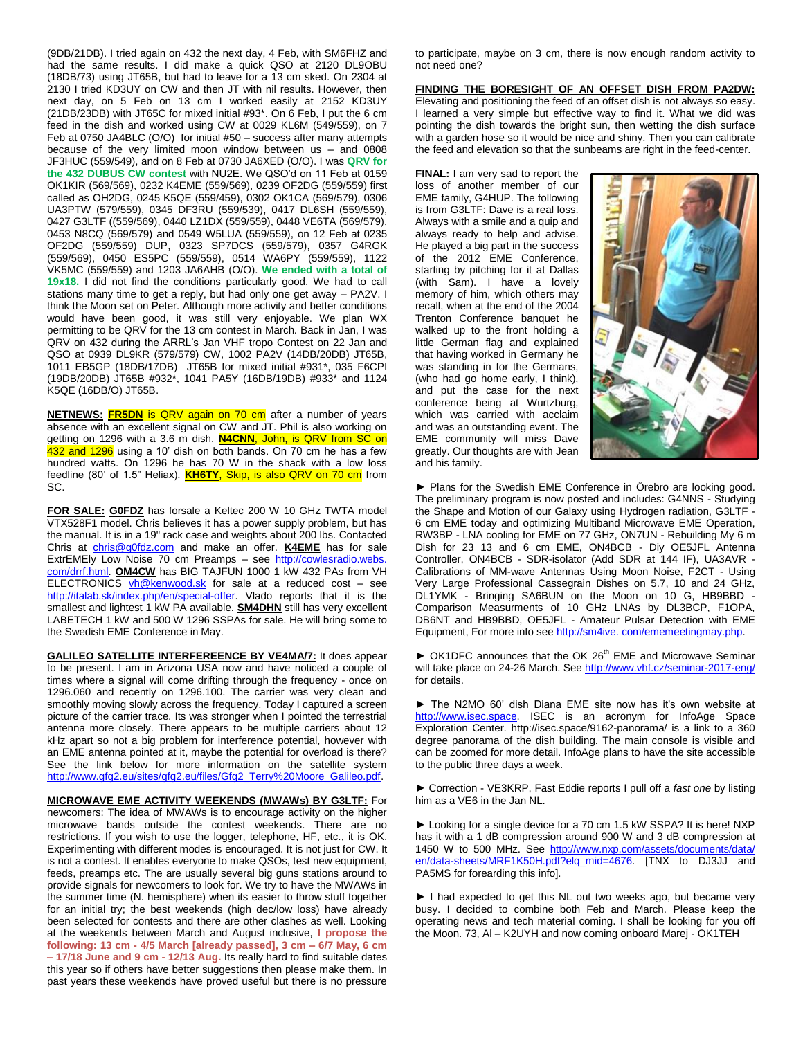(9DB/21DB). I tried again on 432 the next day, 4 Feb, with SM6FHZ and had the same results. I did make a quick QSO at 2120 DL9OBU (18DB/73) using JT65B, but had to leave for a 13 cm sked. On 2304 at 2130 I tried KD3UY on CW and then JT with nil results. However, then next day, on 5 Feb on 13 cm I worked easily at 2152 KD3UY (21DB/23DB) with JT65C for mixed initial #93*. On 6 Feb, I put the 6 cm feed in the dish and worked using CW at 0029 KL6M (549/559), on 7 Feb at 0750 JA4BLC (O/O) for initial #50 – success after many attempts because of the very limited moon window between us – and 0808 JF3HUC (559/549), and on 8 Feb at 0730 JA6XED (O/O). I was **QRV for the 432 DUBUS CW contest** with NU2E. We QSO'd on 11 Feb at 0159 OK1KIR (569/569), 0232 K4EME (559/569), 0239 OF2DG (559/559) first called as OH2DG, 0245 K5QE (559/459), 0302 OK1CA (569/579), 0306 UA3PTW (579/559), 0345 DF3RU (559/539), 0417 DL6SH (559/559), 0427 G3LTF ((559/569), 0440 LZ1DX (559/559), 0448 VE6TA (569/579), 0453 N8CQ (569/579) and 0549 W5LUA (559/559), on 12 Feb at 0235 OF2DG (559/559) DUP, 0323 SP7DCS (559/579), 0357 G4RGK (559/569), 0450 ES5PC (559/559), 0514 WA6PY (559/559), 1122 VK5MC (559/559) and 1203 JA6AHB (O/O). **We ended with a total of 19x18.** I did not find the conditions particularly good. We had to call stations many time to get a reply, but had only one get away – PA2V. I think the Moon set on Peter. Although more activity and better conditions would have been good, it was still very enjoyable. We plan WX permitting to be QRV for the 13 cm contest in March. Back in Jan, I was QRV on 432 during the ARRL's Jan VHF tropo Contest on 22 Jan and QSO at 0939 DL9KR (579/579) CW, 1002 PA2V (14DB/20DB) JT65B, 1011 EB5GP (18DB/17DB) JT65B for mixed initial #931*, 035 F6CPI (19DB/20DB) JT65B #932*, 1041 PA5Y (16DB/19DB) #933* and 1124 K5QE (16DB/O) JT65B.

**NETNEWS:** **FR5DN** is QRV again on 70 cm after a number of years absence with an excellent signal on CW and JT. Phil is also working on getting on 1296 with a 3.6 m dish. **N4CNN**, John, is QRV from SC on 432 and 1296 using a 10' dish on both bands. On 70 cm he has a few hundred watts. On 1296 he has 70 W in the shack with a low loss feedline (80' of 1.5" Heliax). **KH6TY**, Skip, is also QRV on 70 cm from SC.

**FOR SALE:** **G0FDZ** has forsale a Keltec 200 W 10 GHz TWTA model VTX528F1 model. Chris believes it has a power supply problem, but has the manual. It is in a 19" rack case and weights about 200 lbs. Contacted Chris at chris@g0fdz.com and make an offer. **K4EME** has for sale ExtrEMEly Low Noise 70 cm Preamps – see http://cowlesradio.webs.com/drrf.html. **OM4CW** has BIG TAJFUN 1000 1 kW 432 PAs from VH ELECTRONICS vh@kenwood.sk for sale at a reduced cost – see http://italab.sk/index.php/en/special-offer. Vlado reports that it is the smallest and lightest 1 kW PA available. **SM4DHN** still has very excellent LABETECH 1 kW and 500 W 1296 SSPAs for sale. He will bring some to the Swedish EME Conference in May.

**GALILEO SATELLITE INTERFEREENCE BY VE4MA/7:** It does appear to be present. I am in Arizona USA now and have noticed a couple of times where a signal will come drifting through the frequency - once on 1296.060 and recently on 1296.100. The carrier was very clean and smoothly moving slowly across the frequency. Today I captured a screen picture of the carrier trace. Its was stronger when I pointed the terrestrial antenna more closely. There appears to be multiple carriers about 12 kHz apart so not a big problem for interference potential, however with an EME antenna pointed at it, maybe the potential for overload is there? See the link below for more information on the satellite system http://www.gfg2.eu/sites/gfg2.eu/files/Gfg2_Terry%20Moore_Galileo.pdf.

**MICROWAVE EME ACTIVITY WEEKENDS (MWAWs) BY G3LTF:** For newcomers: The idea of MWAWs is to encourage activity on the higher microwave bands outside the contest weekends. There are no restrictions. If you wish to use the logger, telephone, HF, etc., it is OK. Experimenting with different modes is encouraged. It is not just for CW. It is not a contest. It enables everyone to make QSOs, test new equipment, feeds, preamps etc. The are usually several big guns stations around to provide signals for newcomers to look for. We try to have the MWAWs in the summer time (N. hemisphere) when its easier to throw stuff together for an initial try; the best weekends (high dec/low loss) have already been selected for contests and there are other clashes as well. Looking at the weekends between March and August inclusive, **I propose the following: 13 cm - 4/5 March [already passed], 3 cm – 6/7 May, 6 cm – 17/18 June and 9 cm - 12/13 Aug.** Its really hard to find suitable dates this year so if others have better suggestions then please make them. In past years these weekends have proved useful but there is no pressure to participate, maybe on 3 cm, there is now enough random activity to not need one?

**FINDING THE BORESIGHT OF AN OFFSET DISH FROM PA2DW:** Elevating and positioning the feed of an offset dish is not always so easy. I learned a very simple but effective way to find it. What we did was pointing the dish towards the bright sun, then wetting the dish surface with a garden hose so it would be nice and shiny. Then you can calibrate the feed and elevation so that the sunbeams are right in the feed-center.

**FINAL:** I am very sad to report the loss of another member of our EME family, G4HUP. The following is from G3LTF: Dave is a real loss. Always with a smile and a quip and always ready to help and advise. He played a big part in the success of the 2012 EME Conference, starting by pitching for it at Dallas (with Sam). I have a lovely memory of him, which others may recall, when at the end of the 2004 Trenton Conference banquet he walked up to the front holding a little German flag and explained that having worked in Germany he was standing in for the Germans, (who had go home early, I think), and put the case for the next conference being at Wurtzburg, which was carried with acclaim and was an outstanding event. The EME community will miss Dave greatly. Our thoughts are with Jean and his family.

► Plans for the Swedish EME Conference in Örebro are looking good. The preliminary program is now posted and includes: G4NNS - Studying the Shape and Motion of our Galaxy using Hydrogen radiation, G3LTF - 6 cm EME today and optimizing Multiband Microwave EME Operation, RW3BP - LNA cooling for EME on 77 GHz, ON7UN - Rebuilding My 6 m Dish for 23 13 and 6 cm EME, ON4BCB - Diy OE5JFL Antenna Controller, ON4BCB - SDR-isolator (Add SDR at 144 IF), UA3AVR - Calibrations of MM-wave Antennas Using Moon Noise, F2CT - Using Very Large Professional Cassegrain Dishes on 5.7, 10 and 24 GHz, DL1YMK - Bringing SA6BUN on the Moon on 10 G, HB9BBD - Comparison Measurments of 10 GHz LNAs by DL3BCP, F1OPA, DB6NT and HB9BBD, OE5JFL - Amateur Pulsar Detection with EME Equipment, For more info see http://sm4ive. com/ememeetingmay.php.

► OK1DFC announces that the OK 26th EME and Microwave Seminar will take place on 24-26 March. See http://www.vhf.cz/seminar-2017-eng/ for details.

► The N2MO 60' dish Diana EME site now has it's own website at http://www.isec.space. ISEC is an acronym for InfoAge Space Exploration Center. http://isec.space/9162-panorama/ is a link to a 360 degree panorama of the dish building. The main console is visible and can be zoomed for more detail. InfoAge plans to have the site accessible to the public three days a week.

► Correction - VE3KRP, Fast Eddie reports I pull off a *fast one* by listing him as a VE6 in the Jan NL.

► Looking for a single device for a 70 cm 1.5 kW SSPA? It is here! NXP has it with a 1 dB compression around 900 W and 3 dB compression at 1450 W to 500 MHz. See http://www.nxp.com/assets/documents/data/en/data-sheets/MRF1K50H.pdf?elq_mid=4676. [TNX to DJ3JJ and PA5MS for forearding this info].

► I had expected to get this NL out two weeks ago, but became very busy. I decided to combine both Feb and March. Please keep the operating news and tech material coming. I shall be looking for you off the Moon. 73, Al – K2UYH and now coming onboard Marej - OK1TEH